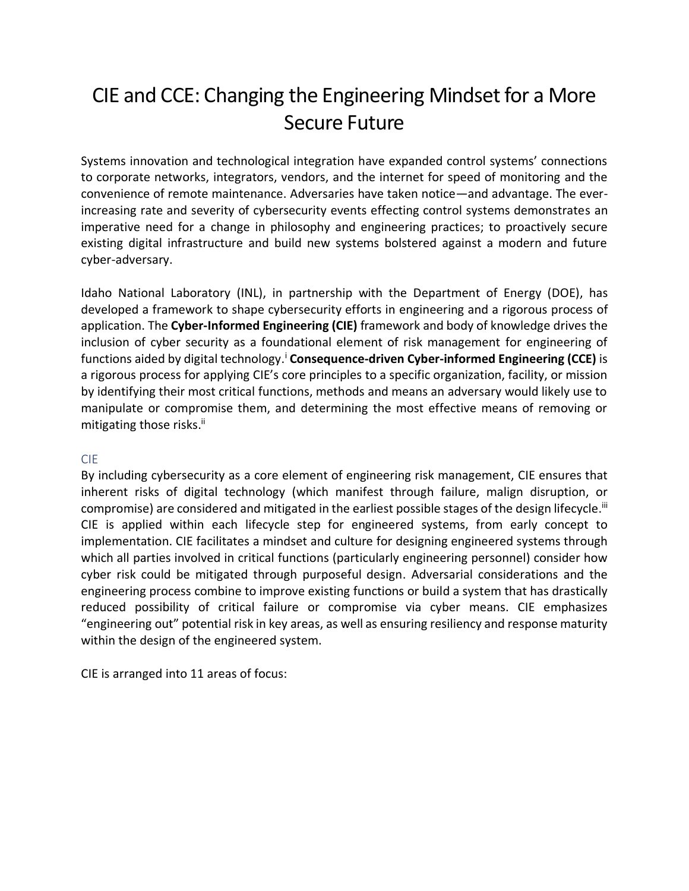# CIE and CCE: Changing the Engineering Mindset for a More Secure Future

Systems innovation and technological integration have expanded control systems' connections to corporate networks, integrators, vendors, and the internet for speed of monitoring and the convenience of remote maintenance. Adversaries have taken notice—and advantage. The ever-increasing rate and severity of cybersecurity events effecting control systems demonstrates an imperative need for a change in philosophy and engineering practices; to proactively secure existing digital infrastructure and build new systems bolstered against a modern and future cyber-adversary.

Idaho National Laboratory (INL), in partnership with the Department of Energy (DOE), has developed a framework to shape cybersecurity efforts in engineering and a rigorous process of application. The **Cyber-Informed Engineering (CIE)** framework and body of knowledge drives the inclusion of cyber security as a foundational element of risk management for engineering of functions aided by digital technology.[i] **Consequence-driven Cyber-informed Engineering (CCE)** is a rigorous process for applying CIE's core principles to a specific organization, facility, or mission by identifying their most critical functions, methods and means an adversary would likely use to manipulate or compromise them, and determining the most effective means of removing or mitigating those risks.[ii]

## CIE

By including cybersecurity as a core element of engineering risk management, CIE ensures that inherent risks of digital technology (which manifest through failure, malign disruption, or compromise) are considered and mitigated in the earliest possible stages of the design lifecycle.[iii] CIE is applied within each lifecycle step for engineered systems, from early concept to implementation. CIE facilitates a mindset and culture for designing engineered systems through which all parties involved in critical functions (particularly engineering personnel) consider how cyber risk could be mitigated through purposeful design. Adversarial considerations and the engineering process combine to improve existing functions or build a system that has drastically reduced possibility of critical failure or compromise via cyber means. CIE emphasizes "engineering out" potential risk in key areas, as well as ensuring resiliency and response maturity within the design of the engineered system.

CIE is arranged into 11 areas of focus: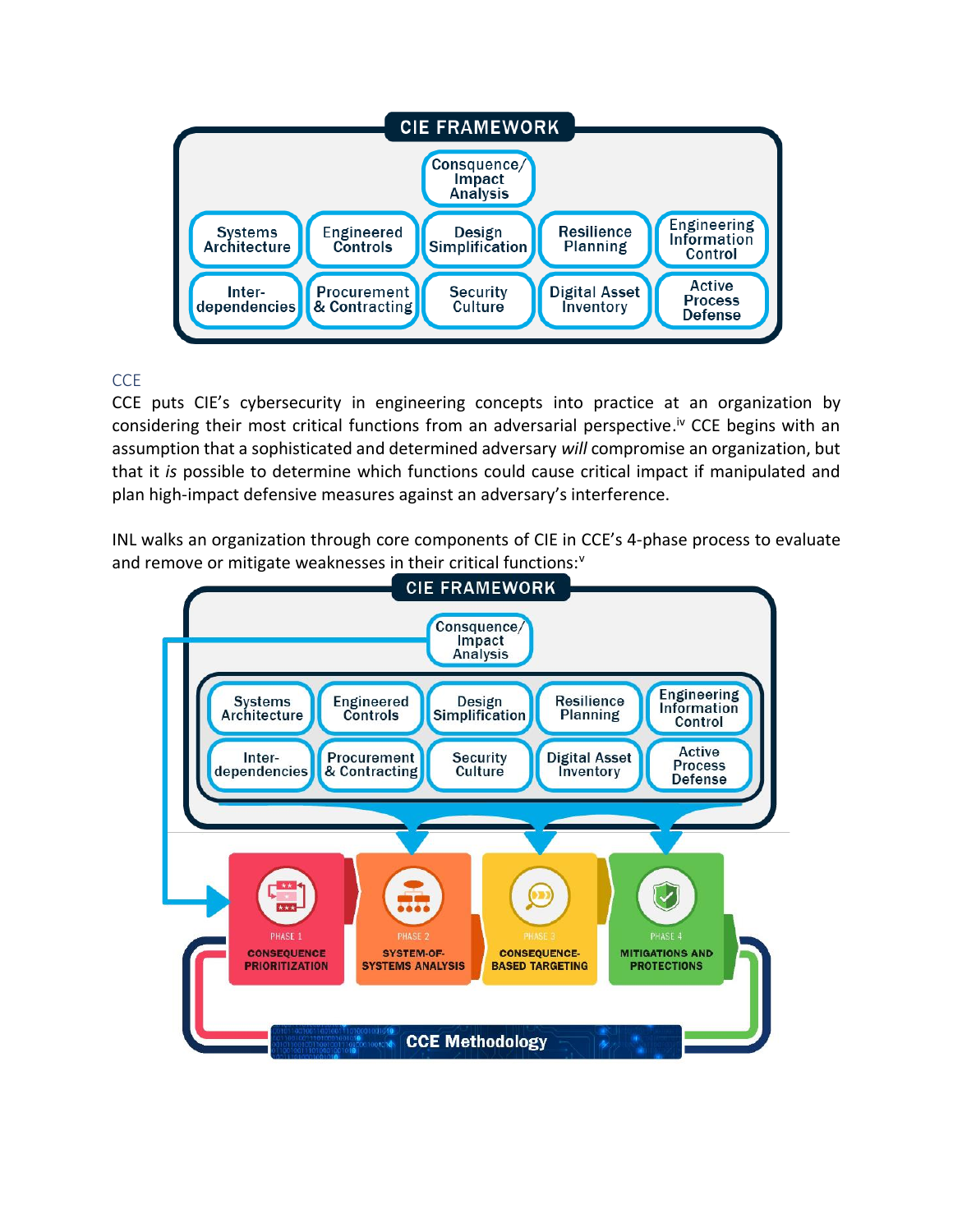CIE FRAMEWORK

Consquence/ Impact Analysis

| Systems Architecture | Engineered Controls | Design Simplification | Resilience Planning | Engineering Information Control |
|---|---|---|---|---|
| Inter-dependencies | Procurement & Contracting | Security Culture | Digital Asset Inventory | Active Process Defense |

## CCE

CCE puts CIE's cybersecurity in engineering concepts into practice at an organization by considering their most critical functions from an adversarial perspective.[iv] CCE begins with an assumption that a sophisticated and determined adversary *will* compromise an organization, but that it *is* possible to determine which functions could cause critical impact if manipulated and plan high-impact defensive measures against an adversary's interference.

INL walks an organization through core components of CIE in CCE's 4-phase process to evaluate and remove or mitigate weaknesses in their critical functions:[v]

CIE FRAMEWORK

Consquence/ Impact Analysis

| Systems Architecture | Engineered Controls | Design Simplification | Resilience Planning | Engineering Information Control |
|---|---|---|---|---|
| Inter-dependencies | Procurement & Contracting | Security Culture | Digital Asset Inventory | Active Process Defense |

PHASE 1 CONSEQUENCE PRIORITIZATION

PHASE 2 SYSTEM-OF-SYSTEMS ANALYSIS

PHASE 3 CONSEQUENCE-BASED TARGETING

PHASE 4 MITIGATIONS AND PROTECTIONS

CCE Methodology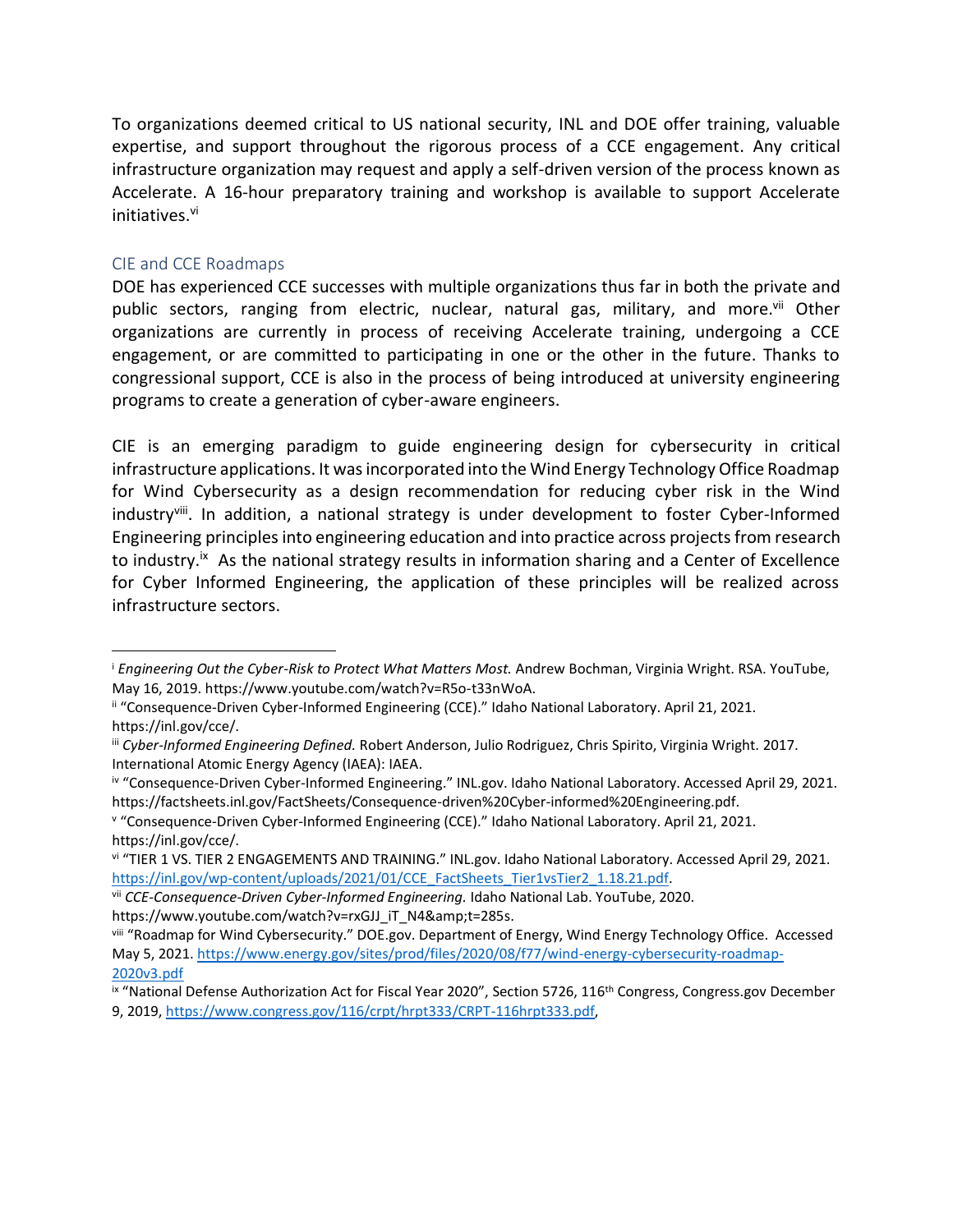To organizations deemed critical to US national security, INL and DOE offer training, valuable expertise, and support throughout the rigorous process of a CCE engagement. Any critical infrastructure organization may request and apply a self-driven version of the process known as Accelerate. A 16-hour preparatory training and workshop is available to support Accelerate initiatives.[vi]

## CIE and CCE Roadmaps

DOE has experienced CCE successes with multiple organizations thus far in both the private and public sectors, ranging from electric, nuclear, natural gas, military, and more.[vii] Other organizations are currently in process of receiving Accelerate training, undergoing a CCE engagement, or are committed to participating in one or the other in the future. Thanks to congressional support, CCE is also in the process of being introduced at university engineering programs to create a generation of cyber-aware engineers.

CIE is an emerging paradigm to guide engineering design for cybersecurity in critical infrastructure applications. It was incorporated into the Wind Energy Technology Office Roadmap for Wind Cybersecurity as a design recommendation for reducing cyber risk in the Wind industry[viii]. In addition, a national strategy is under development to foster Cyber-Informed Engineering principles into engineering education and into practice across projects from research to industry.[ix] As the national strategy results in information sharing and a Center of Excellence for Cyber Informed Engineering, the application of these principles will be realized across infrastructure sectors.

---

[i] *Engineering Out the Cyber-Risk to Protect What Matters Most.* Andrew Bochman, Virginia Wright. RSA. YouTube, May 16, 2019. https://www.youtube.com/watch?v=R5o-t33nWoA.

[ii] "Consequence-Driven Cyber-Informed Engineering (CCE)." Idaho National Laboratory. April 21, 2021. https://inl.gov/cce/.

[iii] *Cyber-Informed Engineering Defined.* Robert Anderson, Julio Rodriguez, Chris Spirito, Virginia Wright. 2017. International Atomic Energy Agency (IAEA): IAEA.

[iv] "Consequence-Driven Cyber-Informed Engineering." INL.gov. Idaho National Laboratory. Accessed April 29, 2021. https://factsheets.inl.gov/FactSheets/Consequence-driven%20Cyber-informed%20Engineering.pdf.

[v] "Consequence-Driven Cyber-Informed Engineering (CCE)." Idaho National Laboratory. April 21, 2021. https://inl.gov/cce/.

[vi] "TIER 1 VS. TIER 2 ENGAGEMENTS AND TRAINING." INL.gov. Idaho National Laboratory. Accessed April 29, 2021. https://inl.gov/wp-content/uploads/2021/01/CCE_FactSheets_Tier1vsTier2_1.18.21.pdf.

[vii] *CCE-Consequence-Driven Cyber-Informed Engineering.* Idaho National Lab. YouTube, 2020. https://www.youtube.com/watch?v=rxGJJ_iT_N4&amp;t=285s.

[viii] "Roadmap for Wind Cybersecurity." DOE.gov. Department of Energy, Wind Energy Technology Office. Accessed May 5, 2021. https://www.energy.gov/sites/prod/files/2020/08/f77/wind-energy-cybersecurity-roadmap-2020v3.pdf

[ix] "National Defense Authorization Act for Fiscal Year 2020", Section 5726, 116th Congress, Congress.gov December 9, 2019, https://www.congress.gov/116/crpt/hrpt333/CRPT-116hrpt333.pdf,